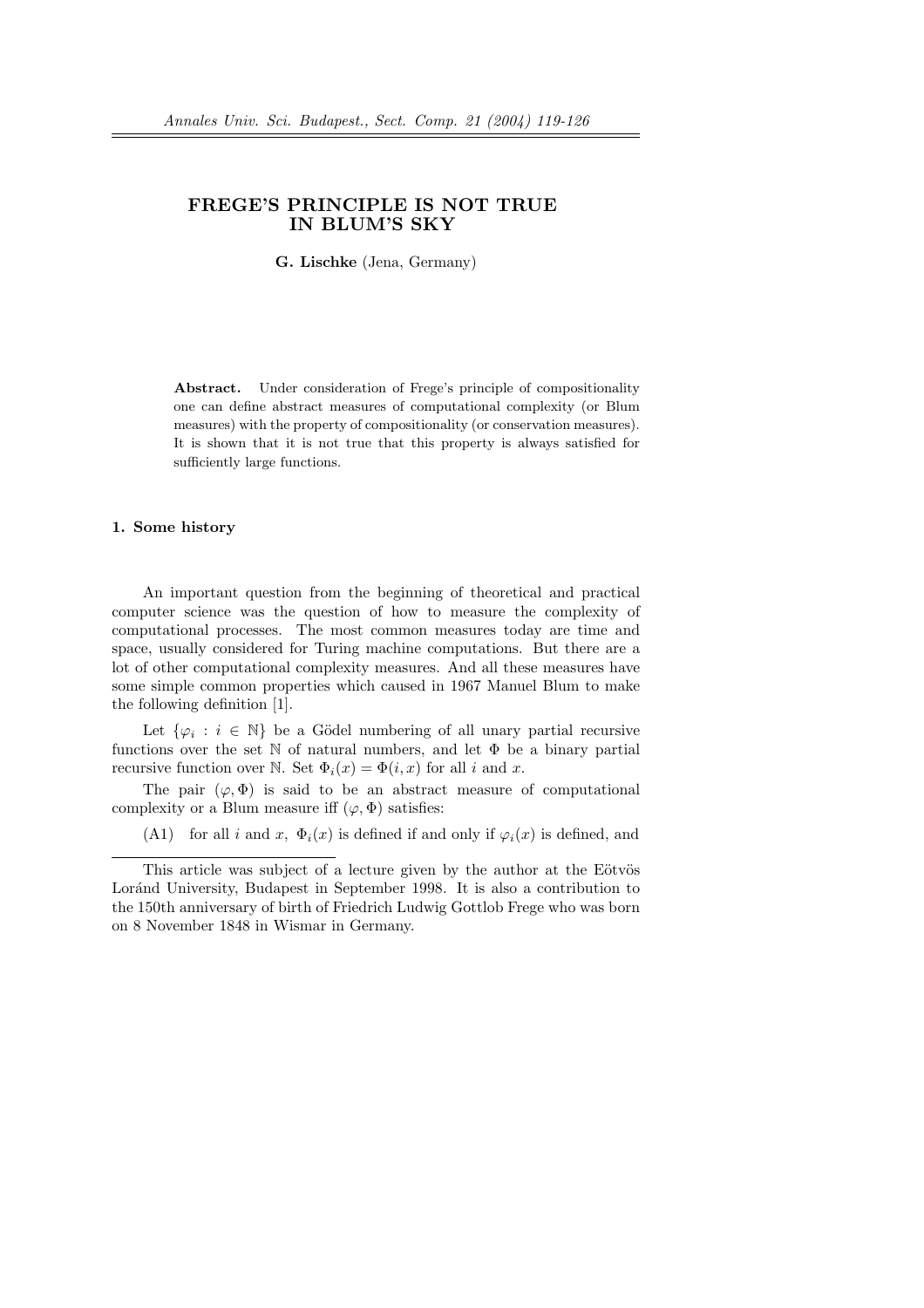# FREGE'S PRINCIPLE IS NOT TRUE IN BLUM'S SKY

**G. Lischke** (Jena, Germany)

**Abstract.** Under consideration of Frege's principle of compositionality one can define abstract measures of computational complexity (or Blum measures) with the property of compositionality (or conservation measures). It is shown that it is not true that this property is always satisfied for sufficiently large functions.

## 1. Some history

An important question from the beginning of theoretical and practical computer science was the question of how to measure the complexity of computational processes. The most common measures today are time and space, usually considered for Turing machine computations. But there are a lot of other computational complexity measures. And all these measures have some simple common properties which caused in 1967 Manuel Blum to make the following definition [1].

Let $\{\varphi_i : i \in \mathbb{N}\}$ be a Gödel numbering of all unary partial recursive functions over the set $\mathbb{N}$ of natural numbers, and let $\Phi$ be a binary partial recursive function over $\mathbb{N}$. Set $\Phi_i(x) = \Phi(i, x)$ for all $i$ and $x$.

The pair $(\varphi, \Phi)$ is said to be an abstract measure of computational complexity or a Blum measure iff $(\varphi, \Phi)$ satisfies:

(A1) for all $i$ and $x$, $\Phi_i(x)$ is defined if and only if $\varphi_i(x)$ is defined, and

---

This article was subject of a lecture given by the author at the Eötvös Loránd University, Budapest in September 1998. It is also a contribution to the 150th anniversary of birth of Friedrich Ludwig Gottlob Frege who was born on 8 November 1848 in Wismar in Germany.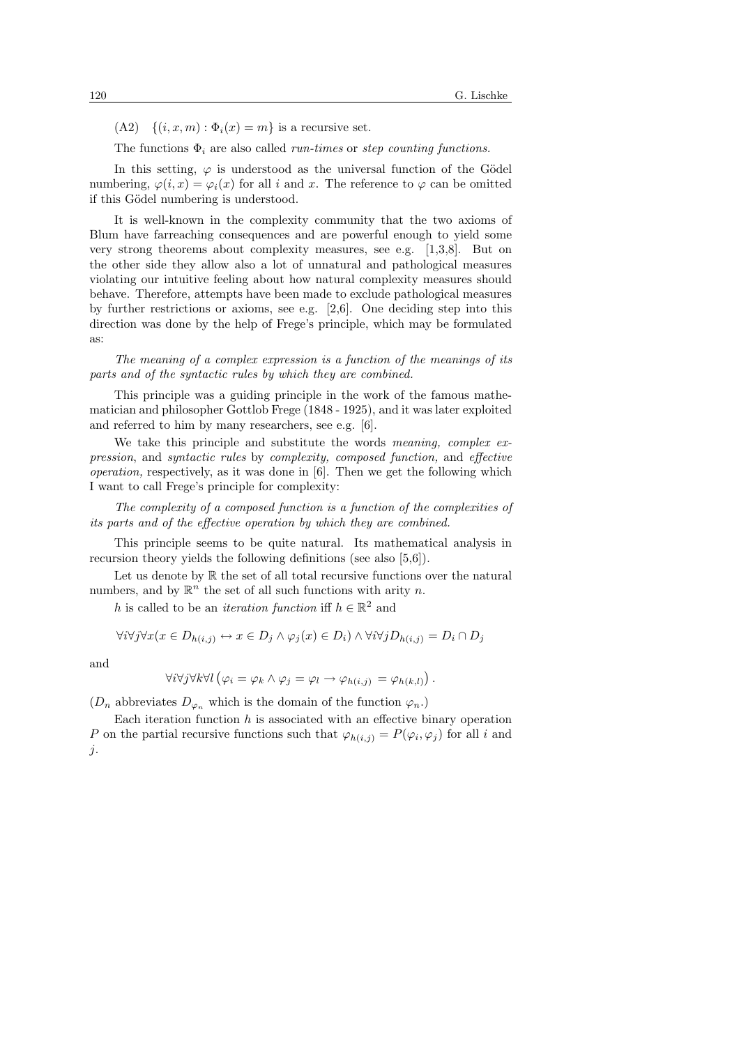(A2) $\{(i, x, m) : \Phi_i(x) = m\}$ is a recursive set.

The functions $\Phi_i$ are also called *run-times* or *step counting functions.*

In this setting, $\varphi$ is understood as the universal function of the Gödel numbering, $\varphi(i, x) = \varphi_i(x)$ for all $i$ and $x$. The reference to $\varphi$ can be omitted if this Gödel numbering is understood.

It is well-known in the complexity community that the two axioms of Blum have farreaching consequences and are powerful enough to yield some very strong theorems about complexity measures, see e.g. [1,3,8]. But on the other side they allow also a lot of unnatural and pathological measures violating our intuitive feeling about how natural complexity measures should behave. Therefore, attempts have been made to exclude pathological measures by further restrictions or axioms, see e.g. [2,6]. One deciding step into this direction was done by the help of Frege's principle, which may be formulated as:

*The meaning of a complex expression is a function of the meanings of its parts and of the syntactic rules by which they are combined.*

This principle was a guiding principle in the work of the famous mathematician and philosopher Gottlob Frege (1848 - 1925), and it was later exploited and referred to him by many researchers, see e.g. [6].

We take this principle and substitute the words *meaning, complex expression*, and *syntactic rules* by *complexity, composed function,* and *effective operation,* respectively, as it was done in [6]. Then we get the following which I want to call Frege's principle for complexity:

*The complexity of a composed function is a function of the complexities of its parts and of the effective operation by which they are combined.*

This principle seems to be quite natural. Its mathematical analysis in recursion theory yields the following definitions (see also [5,6]).

Let us denote by $\mathbb{R}$ the set of all total recursive functions over the natural numbers, and by $\mathbb{R}^n$ the set of all such functions with arity $n$.

$h$ is called to be an *iteration function* iff $h \in \mathbb{R}^2$ and

$$\forall i \forall j \forall x (x \in D_{h(i,j)} \leftrightarrow x \in D_j \wedge \varphi_j(x) \in D_i) \wedge \forall i \forall j D_{h(i,j)} = D_i \cap D_j$$

and

$$\forall i \forall j \forall k \forall l \left( \varphi_i = \varphi_k \wedge \varphi_j = \varphi_l \rightarrow \varphi_{h(i,j)} = \varphi_{h(k,l)} \right).$$

($D_n$ abbreviates $D_{\varphi_n}$ which is the domain of the function $\varphi_n$.)

Each iteration function $h$ is associated with an effective binary operation $P$ on the partial recursive functions such that $\varphi_{h(i,j)} = P(\varphi_i, \varphi_j)$ for all $i$ and $j$.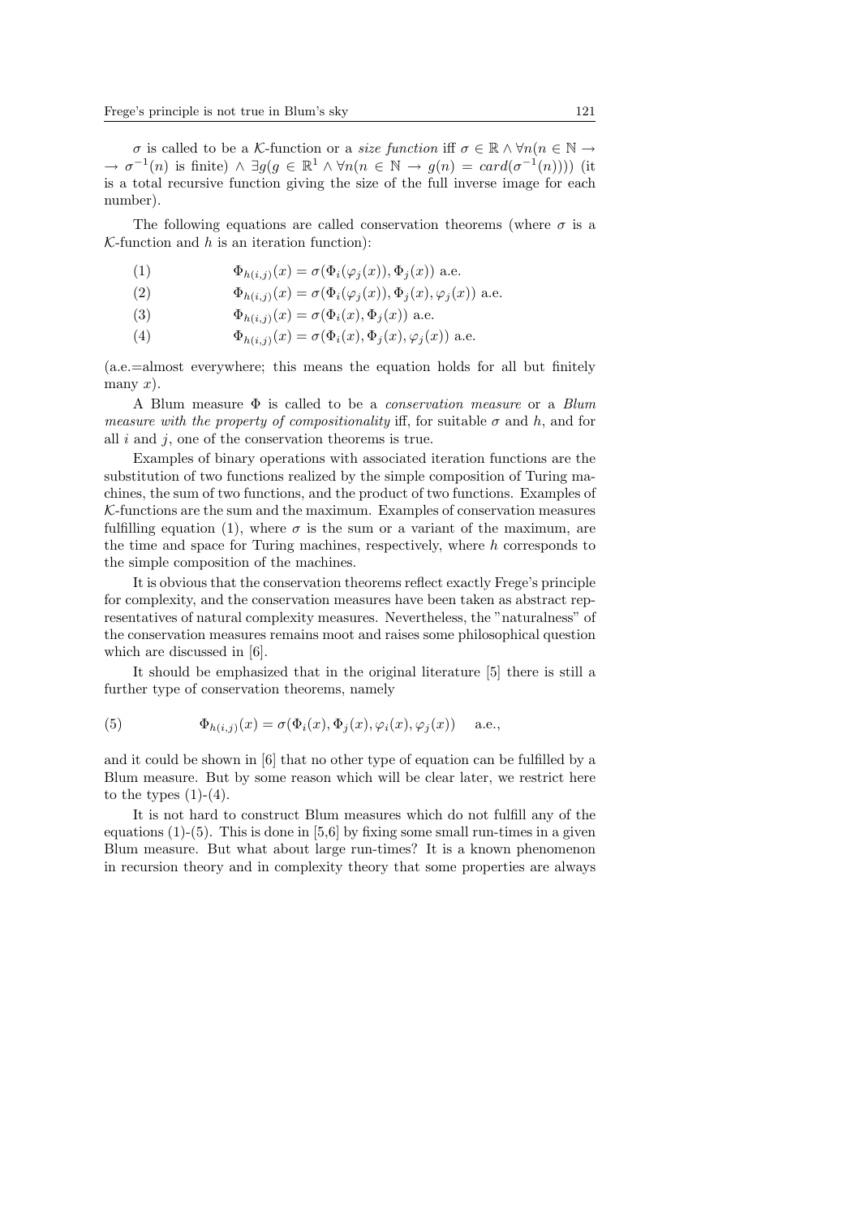$\sigma$ is called to be a $\mathcal{K}$-function or a *size function* iff $\sigma \in \mathbb{R} \wedge \forall n(n \in \mathbb{N} \rightarrow \rightarrow \sigma^{-1}(n)$ is finite$) \wedge \exists g(g \in \mathbb{R}^1 \wedge \forall n(n \in \mathbb{N} \rightarrow g(n) = card(\sigma^{-1}(n))))$ (it is a total recursive function giving the size of the full inverse image for each number).

The following equations are called conservation theorems (where $\sigma$ is a $\mathcal{K}$-function and $h$ is an iteration function):

$$\Phi_{h(i,j)}(x) = \sigma(\Phi_i(\varphi_j(x)), \Phi_j(x)) \text{ a.e.} \tag{1}$$

$$\Phi_{h(i,j)}(x) = \sigma(\Phi_i(\varphi_j(x)), \Phi_j(x), \varphi_j(x)) \text{ a.e.} \tag{2}$$

$$\Phi_{h(i,j)}(x) = \sigma(\Phi_i(x), \Phi_j(x)) \text{ a.e.} \tag{3}$$

$$\Phi_{h(i,j)}(x) = \sigma(\Phi_i(x), \Phi_j(x), \varphi_j(x)) \text{ a.e.} \tag{4}$$

(a.e.=almost everywhere; this means the equation holds for all but finitely many $x$).

A Blum measure $\Phi$ is called to be a *conservation measure* or a *Blum measure with the property of compositionality* iff, for suitable $\sigma$ and $h$, and for all $i$ and $j$, one of the conservation theorems is true.

Examples of binary operations with associated iteration functions are the substitution of two functions realized by the simple composition of Turing machines, the sum of two functions, and the product of two functions. Examples of $\mathcal{K}$-functions are the sum and the maximum. Examples of conservation measures fulfilling equation (1), where $\sigma$ is the sum or a variant of the maximum, are the time and space for Turing machines, respectively, where $h$ corresponds to the simple composition of the machines.

It is obvious that the conservation theorems reflect exactly Frege's principle for complexity, and the conservation measures have been taken as abstract representatives of natural complexity measures. Nevertheless, the "naturalness" of the conservation measures remains moot and raises some philosophical question which are discussed in [6].

It should be emphasized that in the original literature [5] there is still a further type of conservation theorems, namely

$$\Phi_{h(i,j)}(x) = \sigma(\Phi_i(x), \Phi_j(x), \varphi_i(x), \varphi_j(x)) \quad \text{a.e.,} \tag{5}$$

and it could be shown in [6] that no other type of equation can be fulfilled by a Blum measure. But by some reason which will be clear later, we restrict here to the types (1)-(4).

It is not hard to construct Blum measures which do not fulfill any of the equations (1)-(5). This is done in [5,6] by fixing some small run-times in a given Blum measure. But what about large run-times? It is a known phenomenon in recursion theory and in complexity theory that some properties are always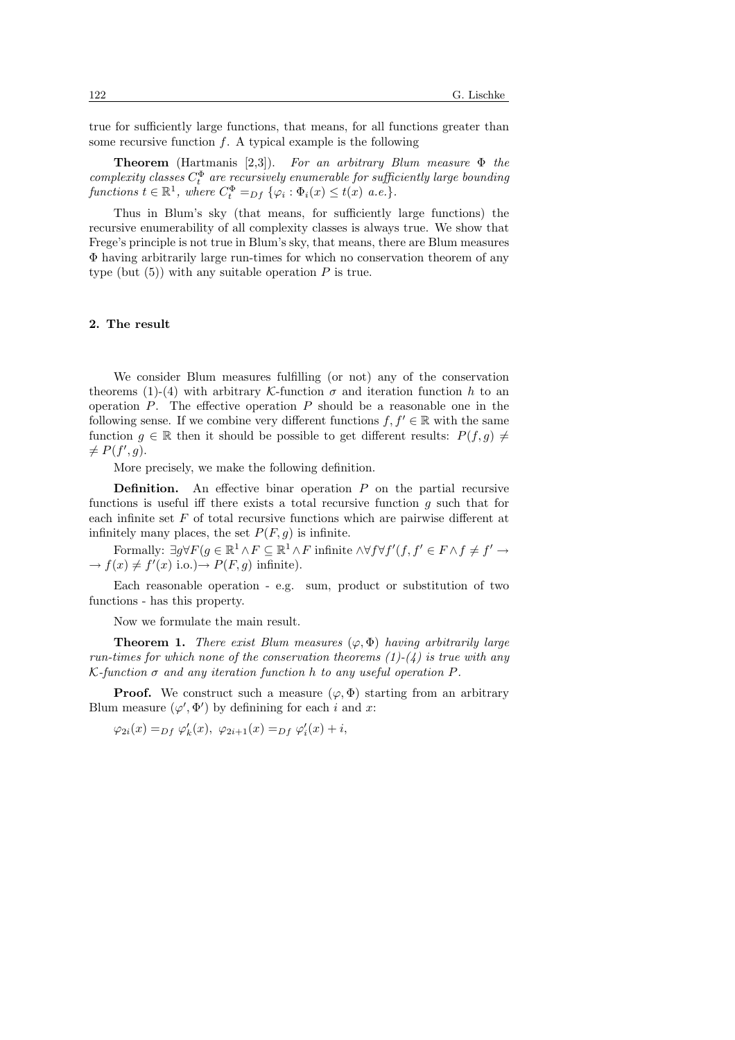true for sufficiently large functions, that means, for all functions greater than some recursive function $f$. A typical example is the following

**Theorem** (Hartmanis [2,3]). *For an arbitrary Blum measure $\Phi$ the complexity classes $C_t^\Phi$ are recursively enumerable for sufficiently large bounding functions $t \in \mathbb{R}^1$, where $C_t^\Phi =_{Df} \{\varphi_i : \Phi_i(x) \leq t(x) \text{ a.e.}\}$.*

Thus in Blum's sky (that means, for sufficiently large functions) the recursive enumerability of all complexity classes is always true. We show that Frege's principle is not true in Blum's sky, that means, there are Blum measures $\Phi$ having arbitrarily large run-times for which no conservation theorem of any type (but (5)) with any suitable operation $P$ is true.

## 2. The result

We consider Blum measures fulfilling (or not) any of the conservation theorems (1)-(4) with arbitrary $\mathcal{K}$-function $\sigma$ and iteration function $h$ to an operation $P$. The effective operation $P$ should be a reasonable one in the following sense. If we combine very different functions $f, f' \in \mathbb{R}$ with the same function $g \in \mathbb{R}$ then it should be possible to get different results: $P(f,g) \neq$ $\neq P(f',g)$.

More precisely, we make the following definition.

**Definition.** An effective binar operation $P$ on the partial recursive functions is useful iff there exists a total recursive function $g$ such that for each infinite set $F$ of total recursive functions which are pairwise different at infinitely many places, the set $P(F,g)$ is infinite.

Formally: $\exists g \forall F (g \in \mathbb{R}^1 \wedge F \subseteq \mathbb{R}^1 \wedge F$ infinite $\wedge \forall f \forall f' (f, f' \in F \wedge f \neq f' \rightarrow$ $\rightarrow f(x) \neq f'(x)$ i.o.)$\rightarrow P(F,g)$ infinite).

Each reasonable operation - e.g. sum, product or substitution of two functions - has this property.

Now we formulate the main result.

**Theorem 1.** *There exist Blum measures $(\varphi, \Phi)$ having arbitrarily large run-times for which none of the conservation theorems (1)-(4) is true with any $\mathcal{K}$-function $\sigma$ and any iteration function $h$ to any useful operation $P$.*

**Proof.** We construct such a measure $(\varphi, \Phi)$ starting from an arbitrary Blum measure $(\varphi', \Phi')$ by definining for each $i$ and $x$:

$\varphi_{2i}(x) =_{Df} \varphi'_k(x),\ \varphi_{2i+1}(x) =_{Df} \varphi'_i(x) + i,$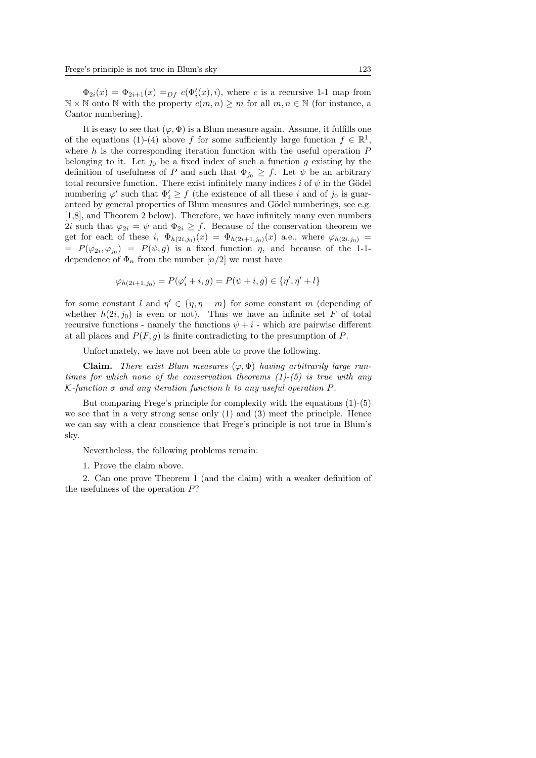$\Phi_{2i}(x) = \Phi_{2i+1}(x) =_{Df} c(\Phi'_i(x), i)$, where $c$ is a recursive 1-1 map from $\mathbb{N} \times \mathbb{N}$ onto $\mathbb{N}$ with the property $c(m,n) \geq m$ for all $m, n \in \mathbb{N}$ (for instance, a Cantor numbering).

It is easy to see that $(\varphi, \Phi)$ is a Blum measure again. Assume, it fulfills one of the equations (1)-(4) above $f$ for some sufficiently large function $f \in \mathbb{R}^1$, where $h$ is the corresponding iteration function with the useful operation $P$ belonging to it. Let $j_0$ be a fixed index of such a function $g$ existing by the definition of usefulness of $P$ and such that $\Phi_{j_0} \geq f$. Let $\psi$ be an arbitrary total recursive function. There exist infinitely many indices $i$ of $\psi$ in the Gödel numbering $\varphi'$ such that $\Phi'_i \geq f$ (the existence of all these $i$ and of $j_0$ is guaranteed by general properties of Blum measures and Gödel numberings, see e.g. [1,8], and Theorem 2 below). Therefore, we have infinitely many even numbers $2i$ such that $\varphi_{2i} = \psi$ and $\Phi_{2i} \geq f$. Because of the conservation theorem we get for each of these $i$, $\Phi_{h(2i,j_0)}(x) = \Phi_{h(2i+1,j_0)}(x)$ a.e., where $\varphi_{h(2i,j_0)} = = P(\varphi_{2i}, \varphi_{j_0}) = P(\psi, g)$ is a fixed function $\eta$, and because of the 1-1-dependence of $\Phi_n$ from the number $[n/2]$ we must have

$$\varphi_{h(2i+1,j_0)} = P(\varphi'_i + i, g) = P(\psi + i, g) \in \{\eta', \eta' + l\}$$

for some constant $l$ and $\eta' \in \{\eta, \eta - m\}$ for some constant $m$ (depending of whether $h(2i, j_0)$ is even or not). Thus we have an infinite set $F$ of total recursive functions - namely the functions $\psi + i$ - which are pairwise different at all places and $P(F, g)$ is finite contradicting to the presumption of $P$.

Unfortunately, we have not been able to prove the following.

**Claim.** *There exist Blum measures $(\varphi, \Phi)$ having arbitrarily large runtimes for which none of the conservation theorems (1)-(5) is true with any $\mathcal{K}$-function $\sigma$ and any iteration function $h$ to any useful operation $P$.*

But comparing Frege's principle for complexity with the equations (1)-(5) we see that in a very strong sense only (1) and (3) meet the principle. Hence we can say with a clear conscience that Frege's principle is not true in Blum's sky.

Nevertheless, the following problems remain:

1. Prove the claim above.

2. Can one prove Theorem 1 (and the claim) with a weaker definition of the usefulness of the operation $P$?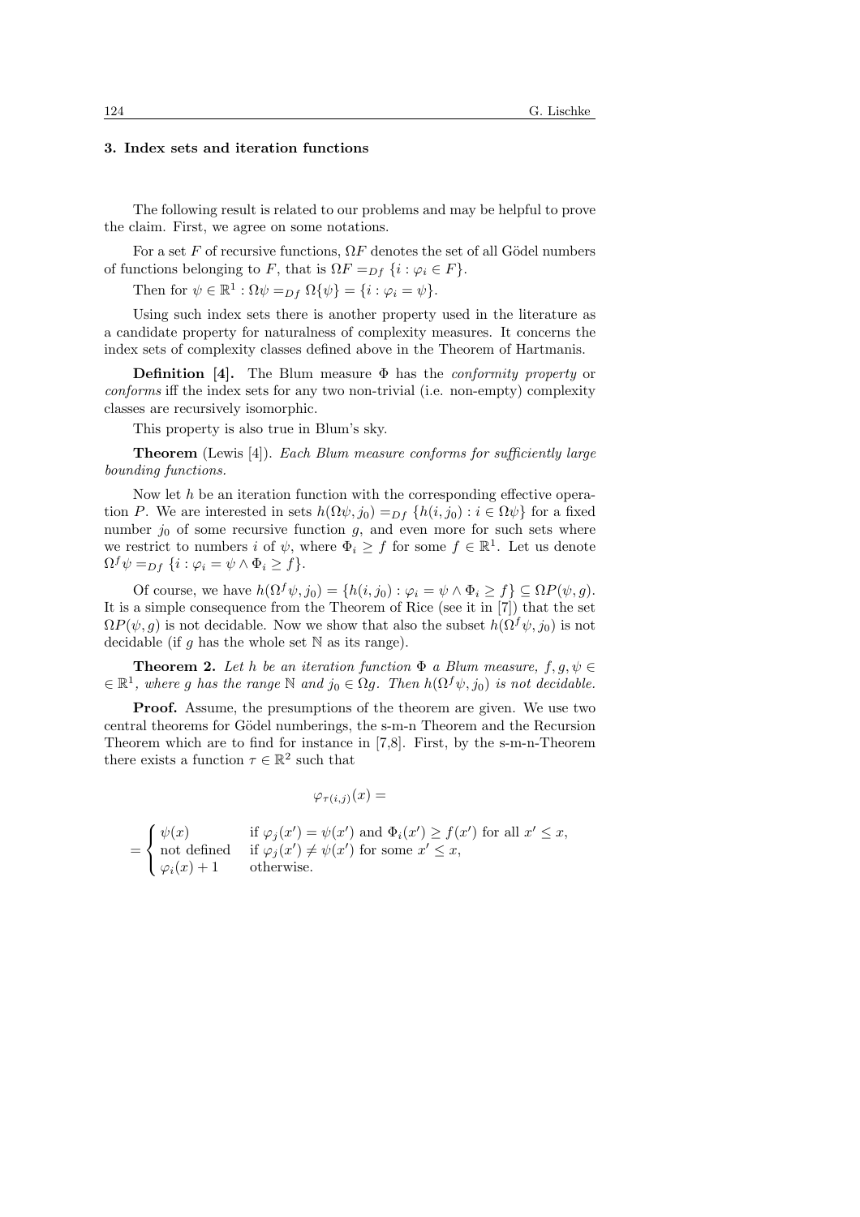### 3. Index sets and iteration functions

The following result is related to our problems and may be helpful to prove the claim. First, we agree on some notations.

For a set $F$ of recursive functions, $\Omega F$ denotes the set of all Gödel numbers of functions belonging to $F$, that is $\Omega F =_{Df} \{i : \varphi_i \in F\}$.

Then for $\psi \in \mathbb{R}^1 : \Omega\psi =_{Df} \Omega\{\psi\} = \{i : \varphi_i = \psi\}$.

Using such index sets there is another property used in the literature as a candidate property for naturalness of complexity measures. It concerns the index sets of complexity classes defined above in the Theorem of Hartmanis.

**Definition [4].** The Blum measure $\Phi$ has the *conformity property* or *conforms* iff the index sets for any two non-trivial (i.e. non-empty) complexity classes are recursively isomorphic.

This property is also true in Blum's sky.

**Theorem** (Lewis [4]). *Each Blum measure conforms for sufficiently large bounding functions.*

Now let $h$ be an iteration function with the corresponding effective operation $P$. We are interested in sets $h(\Omega\psi, j_0) =_{Df} \{h(i, j_0) : i \in \Omega\psi\}$ for a fixed number $j_0$ of some recursive function $g$, and even more for such sets where we restrict to numbers $i$ of $\psi$, where $\Phi_i \geq f$ for some $f \in \mathbb{R}^1$. Let us denote $\Omega^f\psi =_{Df} \{i : \varphi_i = \psi \wedge \Phi_i \geq f\}$.

Of course, we have $h(\Omega^f\psi, j_0) = \{h(i, j_0) : \varphi_i = \psi \wedge \Phi_i \geq f\} \subseteq \Omega P(\psi, g)$. It is a simple consequence from the Theorem of Rice (see it in [7]) that the set $\Omega P(\psi, g)$ is not decidable. Now we show that also the subset $h(\Omega^f\psi, j_0)$ is not decidable (if $g$ has the whole set $\mathbb{N}$ as its range).

**Theorem 2.** *Let $h$ be an iteration function $\Phi$ a Blum measure, $f, g, \psi \in \mathbb{R}^1$, where $g$ has the range $\mathbb{N}$ and $j_0 \in \Omega g$. Then $h(\Omega^f\psi, j_0)$ is not decidable.*

**Proof.** Assume, the presumptions of the theorem are given. We use two central theorems for Gödel numberings, the s-m-n Theorem and the Recursion Theorem which are to find for instance in [7,8]. First, by the s-m-n-Theorem there exists a function $\tau \in \mathbb{R}^2$ such that

$$\varphi_{\tau(i,j)}(x) =$$

$$= \begin{cases} \psi(x) & \text{if } \varphi_j(x') = \psi(x') \text{ and } \Phi_i(x') \geq f(x') \text{ for all } x' \leq x, \\ \text{not defined} & \text{if } \varphi_j(x') \neq \psi(x') \text{ for some } x' \leq x, \\ \varphi_i(x) + 1 & \text{otherwise.} \end{cases}$$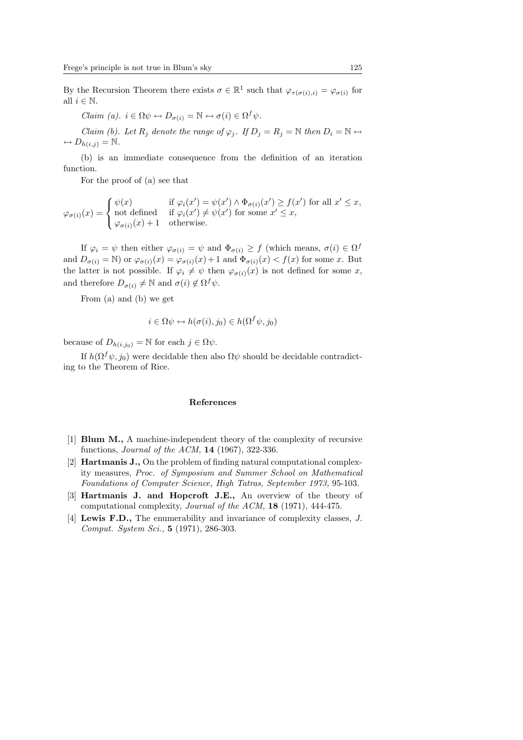By the Recursion Theorem there exists $\sigma \in \mathbb{R}^1$ such that $\varphi_{\tau(\sigma(i),i)} = \varphi_{\sigma(i)}$ for all $i \in \mathbb{N}$.

*Claim (a).* $i \in \Omega\psi \leftrightarrow D_{\sigma(i)} = \mathbb{N} \leftrightarrow \sigma(i) \in \Omega^f \psi$.

*Claim (b). Let $R_j$ denote the range of $\varphi_j$. If $D_j = R_j = \mathbb{N}$ then $D_i = \mathbb{N} \leftrightarrow$ $\leftrightarrow D_{h(i,j)} = \mathbb{N}$.*

(b) is an immediate consequence from the definition of an iteration function.

For the proof of (a) see that

$$\varphi_{\sigma(i)}(x) = \begin{cases} \psi(x) & \text{if } \varphi_i(x') = \psi(x') \wedge \Phi_{\sigma(i)}(x') \geq f(x') \text{ for all } x' \leq x, \\ \text{not defined} & \text{if } \varphi_i(x') \neq \psi(x') \text{ for some } x' \leq x, \\ \varphi_{\sigma(i)}(x) + 1 & \text{otherwise.} \end{cases}$$

If $\varphi_i = \psi$ then either $\varphi_{\sigma(i)} = \psi$ and $\Phi_{\sigma(i)} \geq f$ (which means, $\sigma(i) \in \Omega^f$ and $D_{\sigma(i)} = \mathbb{N}$) or $\varphi_{\sigma(i)}(x) = \varphi_{\sigma(i)}(x) + 1$ and $\Phi_{\sigma(i)}(x) < f(x)$ for some $x$. But the latter is not possible. If $\varphi_i \neq \psi$ then $\varphi_{\sigma(i)}(x)$ is not defined for some $x$, and therefore $D_{\sigma(i)} \neq \mathbb{N}$ and $\sigma(i) \notin \Omega^f \psi$.

From (a) and (b) we get

$$i \in \Omega\psi \leftrightarrow h(\sigma(i), j_0) \in h(\Omega^f \psi, j_0)$$

because of $D_{h(i,j_0)} = \mathbb{N}$ for each $j \in \Omega\psi$.

If $h(\Omega^f \psi, j_0)$ were decidable then also $\Omega\psi$ should be decidable contradicting to the Theorem of Rice.

## References

[1] **Blum M.,** A machine-independent theory of the complexity of recursive functions, *Journal of the ACM,* **14** (1967), 322-336.

[2] **Hartmanis J.,** On the problem of finding natural computational complexity measures, *Proc. of Symposium and Summer School on Mathematical Foundations of Computer Science, High Tatras, September 1973,* 95-103.

[3] **Hartmanis J. and Hopcroft J.E.,** An overview of the theory of computational complexity, *Journal of the ACM,* **18** (1971), 444-475.

[4] **Lewis F.D.,** The enumerability and invariance of complexity classes, *J. Comput. System Sci.,* **5** (1971), 286-303.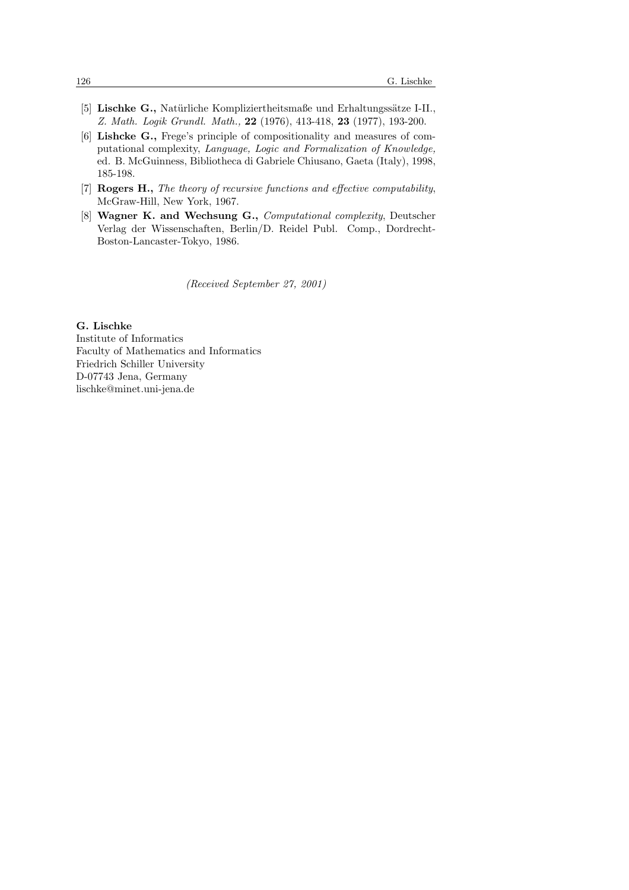[5] **Lischke G.,** Natürliche Kompliziertheitsmaße und Erhaltungssätze I-II., *Z. Math. Logik Grundl. Math.,* **22** (1976), 413-418, **23** (1977), 193-200.

[6] **Lishcke G.,** Frege's principle of compositionality and measures of computational complexity, *Language, Logic and Formalization of Knowledge,* ed. B. McGuinness, Bibliotheca di Gabriele Chiusano, Gaeta (Italy), 1998, 185-198.

[7] **Rogers H.,** *The theory of recursive functions and effective computability*, McGraw-Hill, New York, 1967.

[8] **Wagner K. and Wechsung G.,** *Computational complexity*, Deutscher Verlag der Wissenschaften, Berlin/D. Reidel Publ. Comp., Dordrecht-Boston-Lancaster-Tokyo, 1986.

*(Received September 27, 2001)*

**G. Lischke**
Institute of Informatics
Faculty of Mathematics and Informatics
Friedrich Schiller University
D-07743 Jena, Germany
lischke@minet.uni-jena.de